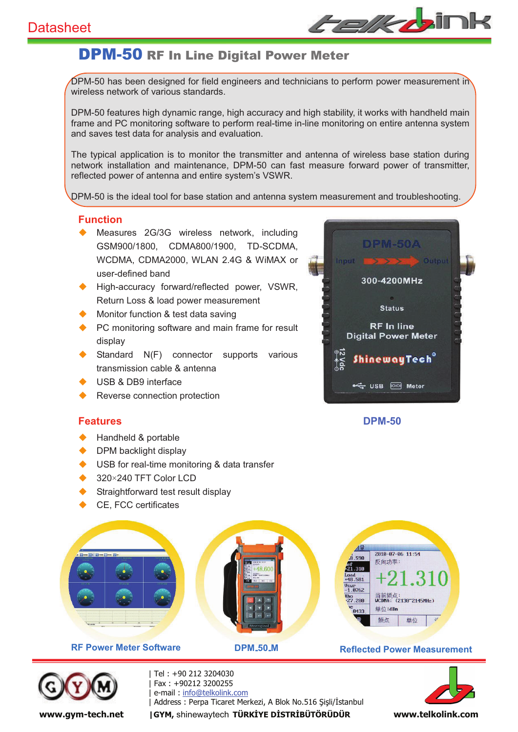Datasheet

# DPM-50 RF In Line Digital Power Meter

DPM-50 has been designed for field engineers and technicians to perform power measurement in wireless network of various standards.

DPM-50 features high dynamic range, high accuracy and high stability, it works with handheld main frame and PC monitoring software to perform real-time in-line monitoring on entire antenna system and saves test data for analysis and evaluation.

The typical application is to monitor the transmitter and antenna of wireless base station during network installation and maintenance, DPM-50 can fast measure forward power of transmitter, reflected power of antenna and entire system's VSWR.

DPM-50 is the ideal tool for base station and antenna system measurement and troubleshooting.

## Function

- Measures 2G/3G wireless network, including GSM900/1800, CDMA800/1900, TD-SCDMA, WCDMA, CDMA2000, WLAN 2.4G & WiMAX or user-defined band
- High-accuracy forward/reflected power, VSWR, Return Loss & load power measurement
- Monitor function & test data saving
- PC monitoring software and main frame for result display
- Standard N(F) connector supports various transmission cable & antenna
- USB & DB9 interface
- Reverse connection protection

DPM-50

## Features

- Handheld & portable
- DPM backlight display
- USB for real-time monitoring & data transfer
- 320×240 TFT Color LCD
- Straightforward test result display
- CE, FCC certificates

RF Power Meter Software

DPM_50_M

Reflected Power Measurement

| Tel : +90 212 3204030
| Fax : +90212 3200255
| e-mail : info@telkolink.com
| Address : Perpa Ticaret Merkezi, A Blok No.516 Şişli/İstanbul
| GYM, shinewaytech TÜRKİYE DİSTRİBÜTÖRÜDÜR

www.gym-tech.net

www.telkolink.com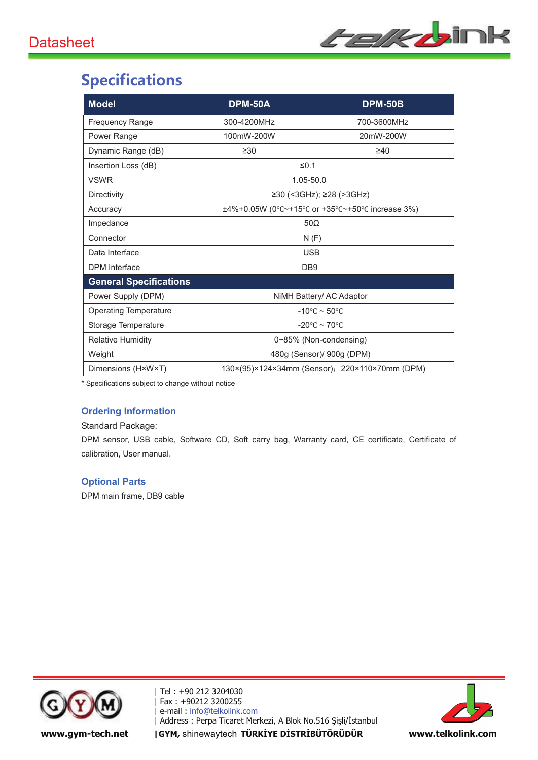## Specifications

| Model | DPM-50A | DPM-50B |
|---|---|---|
| Frequency Range | 300-4200MHz | 700-3600MHz |
| Power Range | 100mW-200W | 20mW-200W |
| Dynamic Range (dB) | ≥30 | ≥40 |
| Insertion Loss (dB) | ≤0.1 | |
| VSWR | 1.05-50.0 | |
| Directivity | ≥30 (<3GHz); ≥28 (>3GHz) | |
| Accuracy | ±4%+0.05W (0℃~+15℃ or +35℃~+50℃ increase 3%) | |
| Impedance | 50Ω | |
| Connector | N (F) | |
| Data Interface | USB | |
| DPM Interface | DB9 | |
| **General Specifications** | | |
| Power Supply (DPM) | NiMH Battery/ AC Adaptor | |
| Operating Temperature | -10℃ ~ 50℃ | |
| Storage Temperature | -20℃ ~ 70℃ | |
| Relative Humidity | 0~85% (Non-condensing) | |
| Weight | 480g (Sensor)/ 900g (DPM) | |
| Dimensions (H×W×T) | 130×(95)×124×34mm (Sensor); 220×110×70mm (DPM) | |

* Specifications subject to change without notice

### Ordering Information

Standard Package:

DPM sensor, USB cable, Software CD, Soft carry bag, Warranty card, CE certificate, Certificate of calibration, User manual.

### Optional Parts

DPM main frame, DB9 cable

www.gym-tech.net

| Tel : +90 212 3204030
| Fax : +90212 3200255
| e-mail : info@telkolink.com
| Address : Perpa Ticaret Merkezi, A Blok No.516 Şişli/İstanbul
| **GYM,** shinewaytech **TÜRKİYE DİSTRİBÜTÖRÜDÜR**

www.telkolink.com